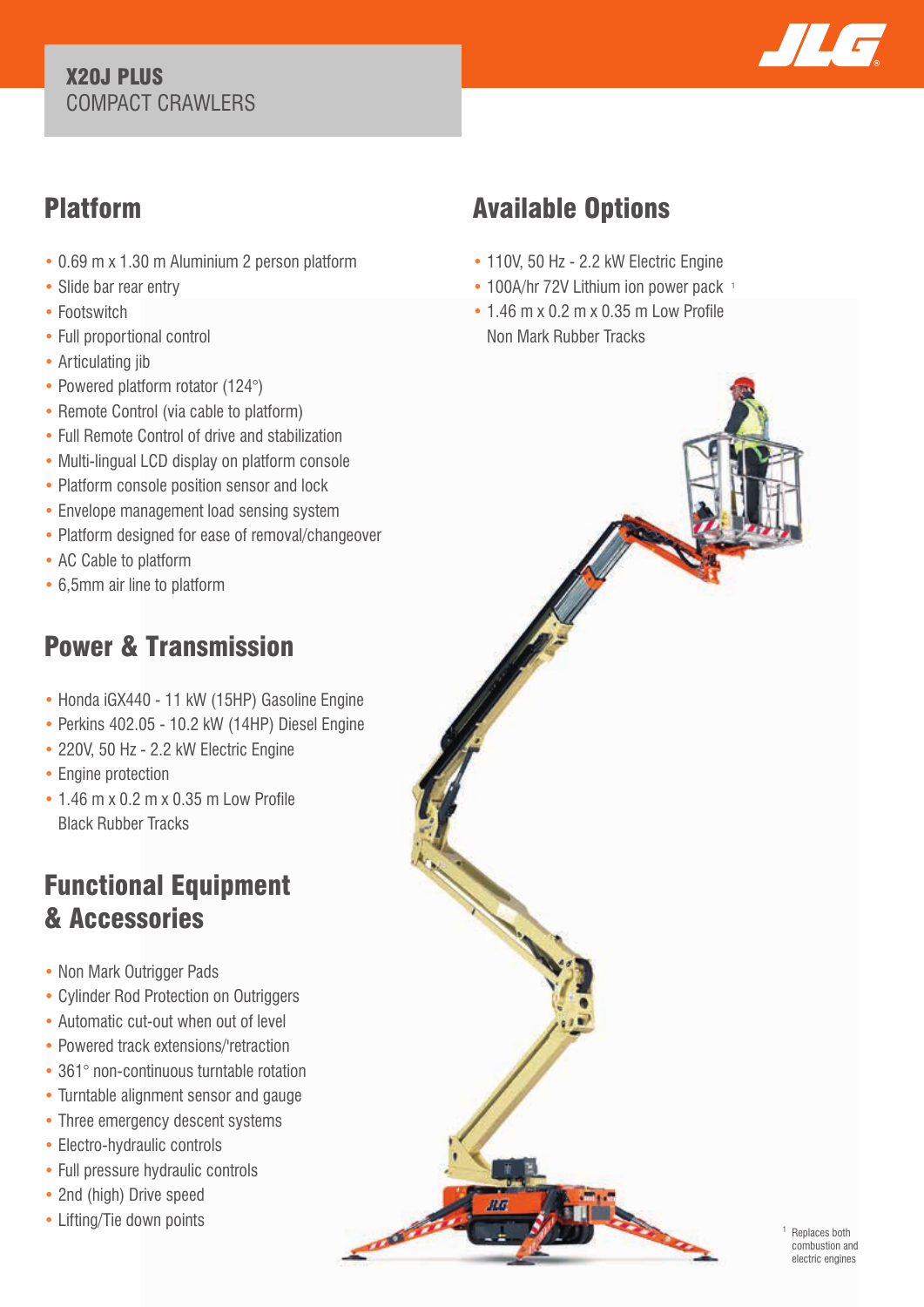**X20J PLUS**
COMPACT CRAWLERS

## Platform

- 0.69 m x 1.30 m Aluminium 2 person platform
- Slide bar rear entry
- Footswitch
- Full proportional control
- Articulating jib
- Powered platform rotator (124°)
- Remote Control (via cable to platform)
- Full Remote Control of drive and stabilization
- Multi-lingual LCD display on platform console
- Platform console position sensor and lock
- Envelope management load sensing system
- Platform designed for ease of removal/changeover
- AC Cable to platform
- 6,5mm air line to platform

## Power & Transmission

- Honda iGX440 - 11 kW (15HP) Gasoline Engine
- Perkins 402.05 - 10.2 kW (14HP) Diesel Engine
- 220V, 50 Hz - 2.2 kW Electric Engine
- Engine protection
- 1.46 m x 0.2 m x 0.35 m Low Profile Black Rubber Tracks

## Functional Equipment & Accessories

- Non Mark Outrigger Pads
- Cylinder Rod Protection on Outriggers
- Automatic cut-out when out of level
- Powered track extensions/'retraction
- 361° non-continuous turntable rotation
- Turntable alignment sensor and gauge
- Three emergency descent systems
- Electro-hydraulic controls
- Full pressure hydraulic controls
- 2nd (high) Drive speed
- Lifting/Tie down points

## Available Options

- 110V, 50 Hz - 2.2 kW Electric Engine
- 100A/hr 72V Lithium ion power pack [1]
- 1.46 m x 0.2 m x 0.35 m Low Profile Non Mark Rubber Tracks

[1] Replaces both combustion and electric engines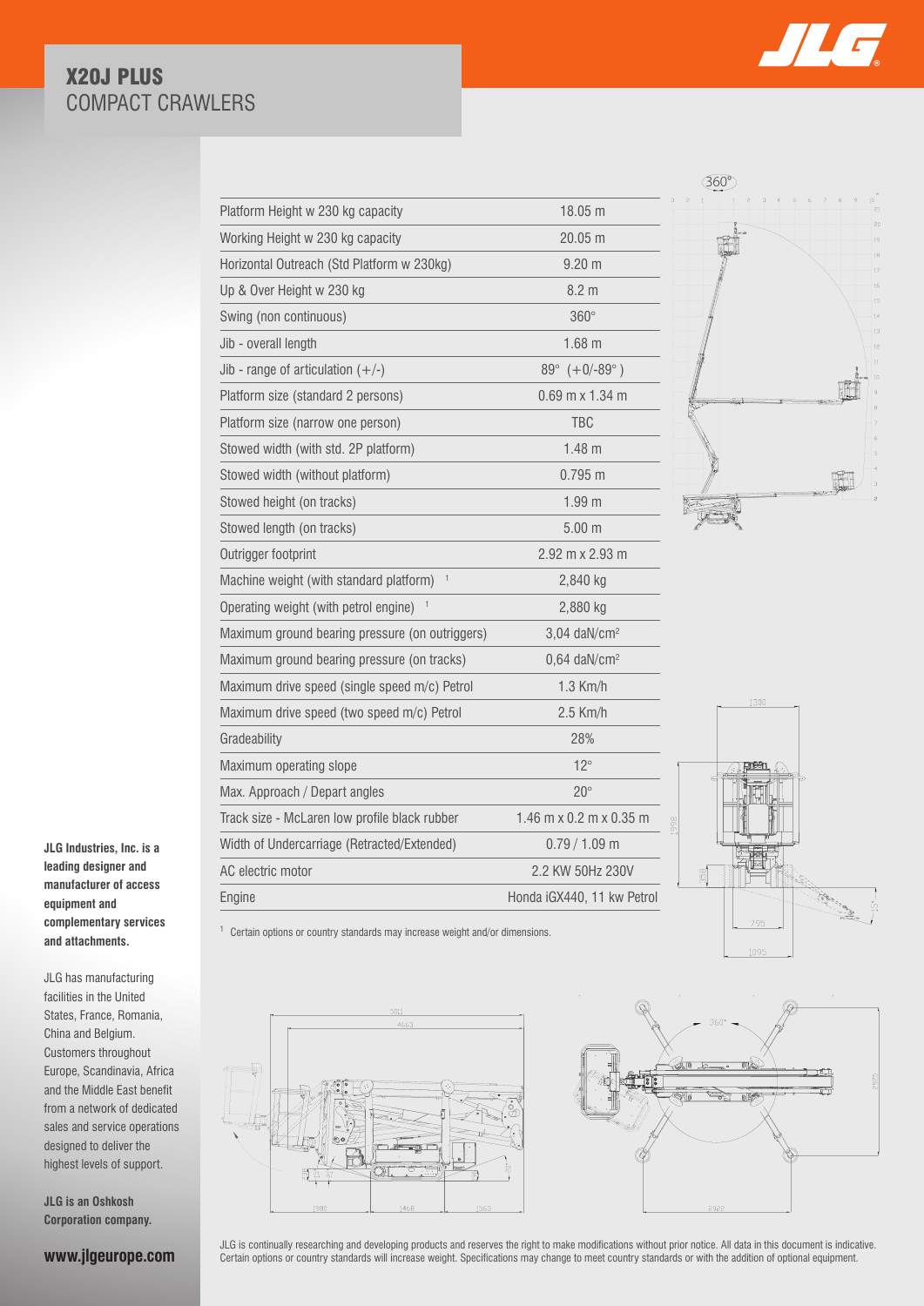# X20J PLUS

COMPACT CRAWLERS

| | |
|---|---|
| Platform Height w 230 kg capacity | 18.05 m |
| Working Height w 230 kg capacity | 20.05 m |
| Horizontal Outreach (Std Platform w 230kg) | 9.20 m |
| Up & Over Height w 230 kg | 8.2 m |
| Swing (non continuous) | 360° |
| Jib - overall length | 1.68 m |
| Jib - range of articulation (+/-) | 89° (+0/-89°) |
| Platform size (standard 2 persons) | 0.69 m x 1.34 m |
| Platform size (narrow one person) | TBC |
| Stowed width (with std. 2P platform) | 1.48 m |
| Stowed width (without platform) | 0.795 m |
| Stowed height (on tracks) | 1.99 m |
| Stowed length (on tracks) | 5.00 m |
| Outrigger footprint | 2.92 m x 2.93 m |
| Machine weight (with standard platform) [1] | 2,840 kg |
| Operating weight (with petrol engine) [1] | 2,880 kg |
| Maximum ground bearing pressure (on outriggers) | 3,04 daN/cm² |
| Maximum ground bearing pressure (on tracks) | 0,64 daN/cm² |
| Maximum drive speed (single speed m/c) Petrol | 1.3 Km/h |
| Maximum drive speed (two speed m/c) Petrol | 2.5 Km/h |
| Gradeability | 28% |
| Maximum operating slope | 12° |
| Max. Approach / Depart angles | 20° |
| Track size - McLaren low profile black rubber | 1.46 m x 0.2 m x 0.35 m |
| Width of Undercarriage (Retracted/Extended) | 0.79 / 1.09 m |
| AC electric motor | 2.2 KW 50Hz 230V |
| Engine | Honda iGX440, 11 kw Petrol |

[1] Certain options or country standards may increase weight and/or dimensions.

**JLG Industries, Inc. is a leading designer and manufacturer of access equipment and complementary services and attachments.**

JLG has manufacturing facilities in the United States, France, Romania, China and Belgium. Customers throughout Europe, Scandinavia, Africa and the Middle East benefit from a network of dedicated sales and service operations designed to deliver the highest levels of support.

**JLG is an Oshkosh Corporation company.**

**www.jlgeurope.com**

JLG is continually researching and developing products and reserves the right to make modifications without prior notice. All data in this document is indicative. Certain options or country standards will increase weight. Specifications may change to meet country standards or with the addition of optional equipment.